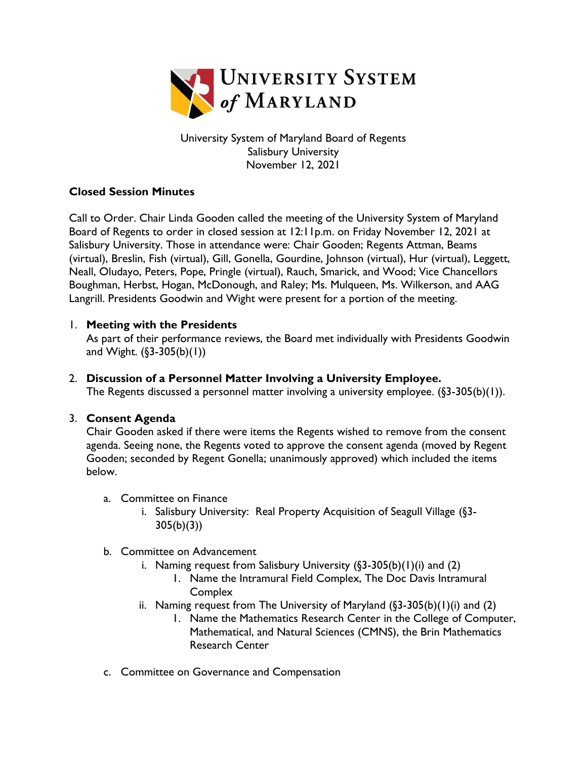University System of Maryland Board of Regents
Salisbury University
November 12, 2021

**Closed Session Minutes**

Call to Order. Chair Linda Gooden called the meeting of the University System of Maryland Board of Regents to order in closed session at 12:11p.m. on Friday November 12, 2021 at Salisbury University. Those in attendance were: Chair Gooden; Regents Attman, Beams (virtual), Breslin, Fish (virtual), Gill, Gonella, Gourdine, Johnson (virtual), Hur (virtual), Leggett, Neall, Oludayo, Peters, Pope, Pringle (virtual), Rauch, Smarick, and Wood; Vice Chancellors Boughman, Herbst, Hogan, McDonough, and Raley; Ms. Mulqueen, Ms. Wilkerson, and AAG Langrill. Presidents Goodwin and Wight were present for a portion of the meeting.

1. **Meeting with the Presidents**
   As part of their performance reviews, the Board met individually with Presidents Goodwin and Wight. (§3-305(b)(1))

2. **Discussion of a Personnel Matter Involving a University Employee.**
   The Regents discussed a personnel matter involving a university employee. (§3-305(b)(1)).

3. **Consent Agenda**
   Chair Gooden asked if there were items the Regents wished to remove from the consent agenda. Seeing none, the Regents voted to approve the consent agenda (moved by Regent Gooden; seconded by Regent Gonella; unanimously approved) which included the items below.

   a. Committee on Finance
      i. Salisbury University: Real Property Acquisition of Seagull Village (§3-305(b)(3))

   b. Committee on Advancement
      i. Naming request from Salisbury University (§3-305(b)(1)(i) and (2)
         1. Name the Intramural Field Complex, The Doc Davis Intramural Complex
      ii. Naming request from The University of Maryland (§3-305(b)(1)(i) and (2)
         1. Name the Mathematics Research Center in the College of Computer, Mathematical, and Natural Sciences (CMNS), the Brin Mathematics Research Center

   c. Committee on Governance and Compensation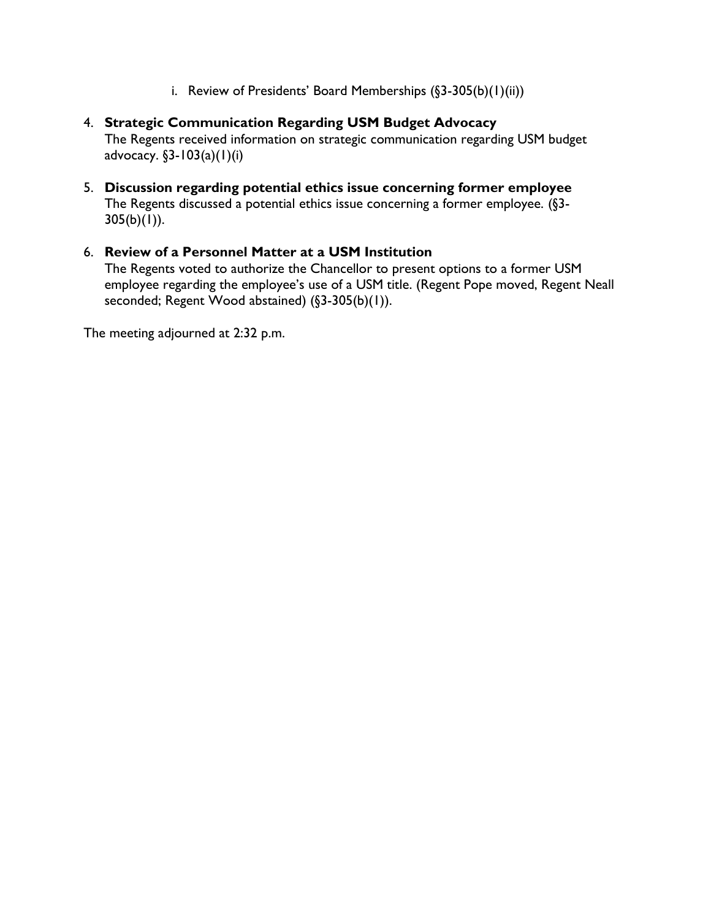i. Review of Presidents' Board Memberships (§3-305(b)(1)(ii))

4. **Strategic Communication Regarding USM Budget Advocacy**
   The Regents received information on strategic communication regarding USM budget advocacy. §3-103(a)(1)(i)

5. **Discussion regarding potential ethics issue concerning former employee**
   The Regents discussed a potential ethics issue concerning a former employee. (§3-305(b)(1)).

6. **Review of a Personnel Matter at a USM Institution**
   The Regents voted to authorize the Chancellor to present options to a former USM employee regarding the employee's use of a USM title. (Regent Pope moved, Regent Neall seconded; Regent Wood abstained) (§3-305(b)(1)).

The meeting adjourned at 2:32 p.m.